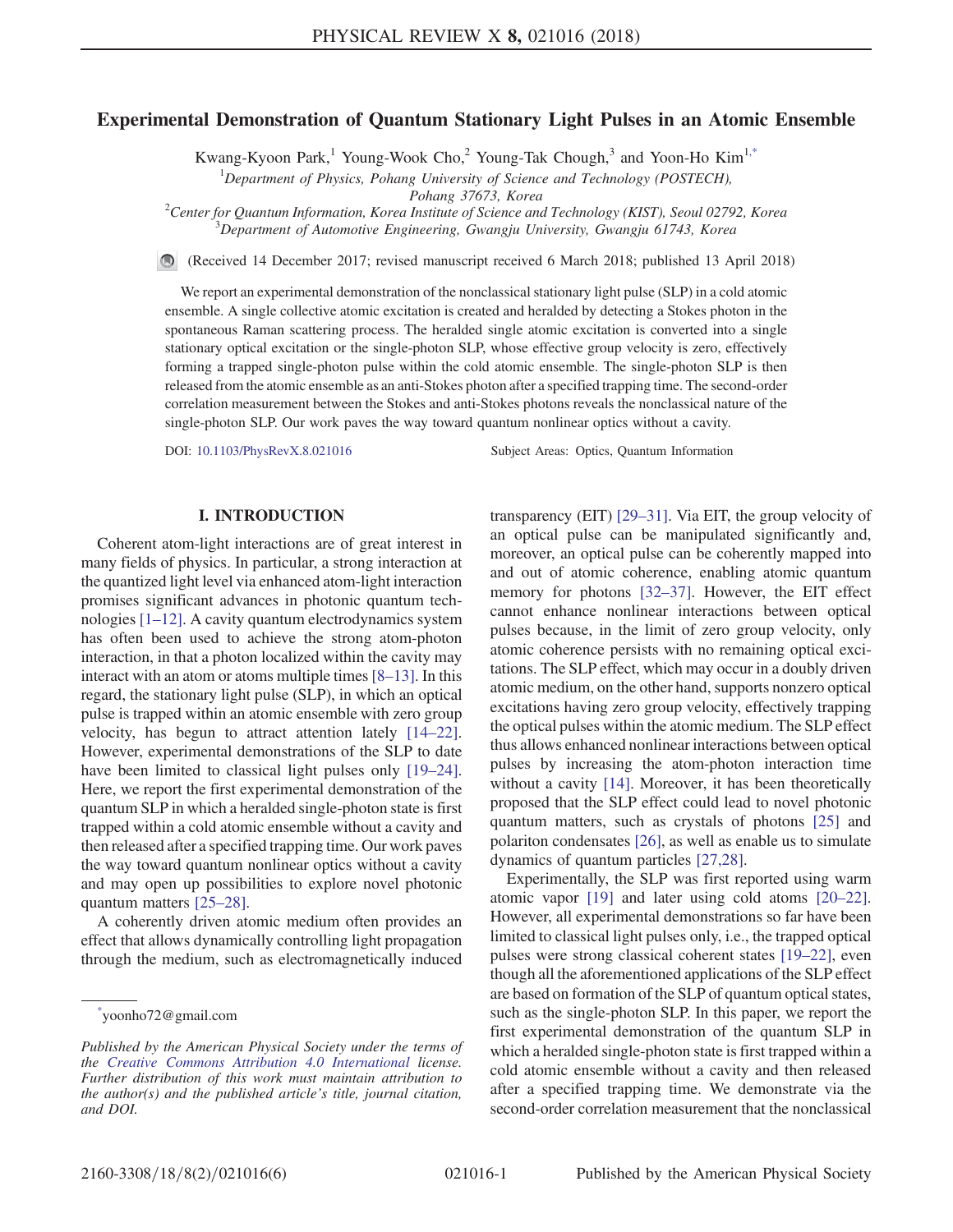# Experimental Demonstration of Quantum Stationary Light Pulses in an Atomic Ensemble

Kwang-Kyoon Park,[1] Young-Wook Cho,[2] Young-Tak Chough,[3] and Yoon-Ho Kim[1,*]

[1]*Department of Physics, Pohang University of Science and Technology (POSTECH), Pohang 37673, Korea*

[2]*Center for Quantum Information, Korea Institute of Science and Technology (KIST), Seoul 02792, Korea*

[3]*Department of Automotive Engineering, Gwangju University, Gwangju 61743, Korea*

(Received 14 December 2017; revised manuscript received 6 March 2018; published 13 April 2018)

We report an experimental demonstration of the nonclassical stationary light pulse (SLP) in a cold atomic ensemble. A single collective atomic excitation is created and heralded by detecting a Stokes photon in the spontaneous Raman scattering process. The heralded single atomic excitation is converted into a single stationary optical excitation or the single-photon SLP, whose effective group velocity is zero, effectively forming a trapped single-photon pulse within the cold atomic ensemble. The single-photon SLP is then released from the atomic ensemble as an anti-Stokes photon after a specified trapping time. The second-order correlation measurement between the Stokes and anti-Stokes photons reveals the nonclassical nature of the single-photon SLP. Our work paves the way toward quantum nonlinear optics without a cavity.

DOI: 10.1103/PhysRevX.8.021016 Subject Areas: Optics, Quantum Information

## I. INTRODUCTION

Coherent atom-light interactions are of great interest in many fields of physics. In particular, a strong interaction at the quantized light level via enhanced atom-light interaction promises significant advances in photonic quantum technologies [1–12]. A cavity quantum electrodynamics system has often been used to achieve the strong atom-photon interaction, in that a photon localized within the cavity may interact with an atom or atoms multiple times [8–13]. In this regard, the stationary light pulse (SLP), in which an optical pulse is trapped within an atomic ensemble with zero group velocity, has begun to attract attention lately [14–22]. However, experimental demonstrations of the SLP to date have been limited to classical light pulses only [19–24]. Here, we report the first experimental demonstration of the quantum SLP in which a heralded single-photon state is first trapped within a cold atomic ensemble without a cavity and then released after a specified trapping time. Our work paves the way toward quantum nonlinear optics without a cavity and may open up possibilities to explore novel photonic quantum matters [25–28].

A coherently driven atomic medium often provides an effect that allows dynamically controlling light propagation through the medium, such as electromagnetically induced transparency (EIT) [29–31]. Via EIT, the group velocity of an optical pulse can be manipulated significantly and, moreover, an optical pulse can be coherently mapped into and out of atomic coherence, enabling atomic quantum memory for photons [32–37]. However, the EIT effect cannot enhance nonlinear interactions between optical pulses because, in the limit of zero group velocity, only atomic coherence persists with no remaining optical excitations. The SLP effect, which may occur in a doubly driven atomic medium, on the other hand, supports nonzero optical excitations having zero group velocity, effectively trapping the optical pulses within the atomic medium. The SLP effect thus allows enhanced nonlinear interactions between optical pulses by increasing the atom-photon interaction time without a cavity [14]. Moreover, it has been theoretically proposed that the SLP effect could lead to novel photonic quantum matters, such as crystals of photons [25] and polariton condensates [26], as well as enable us to simulate dynamics of quantum particles [27,28].

Experimentally, the SLP was first reported using warm atomic vapor [19] and later using cold atoms [20–22]. However, all experimental demonstrations so far have been limited to classical light pulses only, i.e., the trapped optical pulses were strong classical coherent states [19–22], even though all the aforementioned applications of the SLP effect are based on formation of the SLP of quantum optical states, such as the single-photon SLP. In this paper, we report the first experimental demonstration of the quantum SLP in which a heralded single-photon state is first trapped within a cold atomic ensemble without a cavity and then released after a specified trapping time. We demonstrate via the second-order correlation measurement that the nonclassical

*yoonho72@gmail.com

*Published by the American Physical Society under the terms of the Creative Commons Attribution 4.0 International license. Further distribution of this work must maintain attribution to the author(s) and the published article's title, journal citation, and DOI.*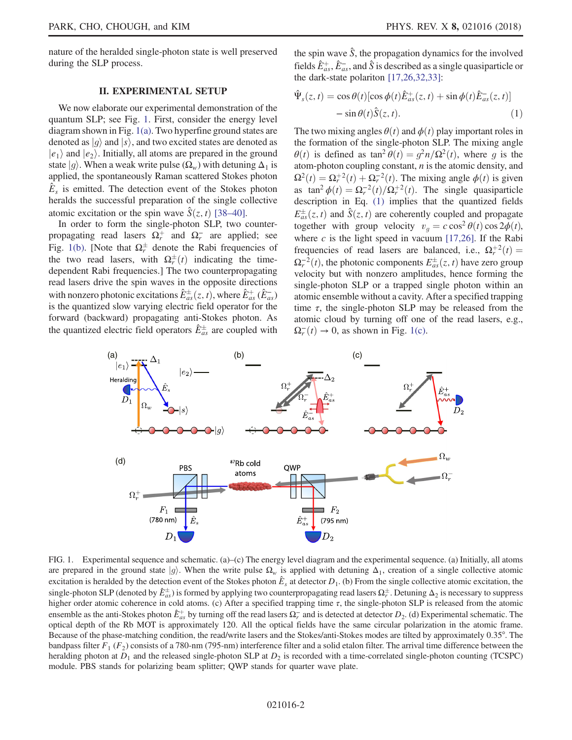nature of the heralded single-photon state is well preserved during the SLP process.

## II. EXPERIMENTAL SETUP

We now elaborate our experimental demonstration of the quantum SLP; see Fig. 1. First, consider the energy level diagram shown in Fig. 1(a). Two hyperfine ground states are denoted as $|g\rangle$ and $|s\rangle$, and two excited states are denoted as $|e_1\rangle$ and $|e_2\rangle$. Initially, all atoms are prepared in the ground state $|g\rangle$. When a weak write pulse ($\Omega_w$) with detuning $\Delta_1$ is applied, the spontaneously Raman scattered Stokes photon $\hat{E}_s$ is emitted. The detection event of the Stokes photon heralds the successful preparation of the single collective atomic excitation or the spin wave $\hat{S}(z,t)$ [38–40].

In order to form the single-photon SLP, two counterpropagating read lasers $\Omega_r^+$ and $\Omega_r^-$ are applied; see Fig. 1(b). [Note that $\Omega_r^\pm$ denote the Rabi frequencies of the two read lasers, with $\Omega_r^\pm(t)$ indicating the time-dependent Rabi frequencies.] The two counterpropagating read lasers drive the spin waves in the opposite directions with nonzero photonic excitations $\hat{E}_{as}^\pm(z,t)$, where $\hat{E}_{as}^+$ ($\hat{E}_{as}^-$) is the quantized slow varying electric field operator for the forward (backward) propagating anti-Stokes photon. As the quantized electric field operators $\hat{E}_{as}^\pm$ are coupled with the spin wave $\hat{S}$, the propagation dynamics for the involved fields $\hat{E}_{as}^+$, $\hat{E}_{as}^-$, and $\hat{S}$ is described as a single quasiparticle or the dark-state polariton [17,26,32,33]:

$$\hat{\Psi}_s(z,t) = \cos\theta(t)[\cos\phi(t)\hat{E}_{as}^+(z,t) + \sin\phi(t)\hat{E}_{as}^-(z,t)] - \sin\theta(t)\hat{S}(z,t). \qquad (1)$$

The two mixing angles $\theta(t)$ and $\phi(t)$ play important roles in the formation of the single-photon SLP. The mixing angle $\theta(t)$ is defined as $\tan^2\theta(t) = g^2 n/\Omega^2(t)$, where $g$ is the atom-photon coupling constant, $n$ is the atomic density, and $\Omega^2(t) = \Omega_r^{+2}(t) + \Omega_r^{-2}(t)$. The mixing angle $\phi(t)$ is given as $\tan^2\phi(t) = \Omega_r^{-2}(t)/\Omega_r^{+2}(t)$. The single quasiparticle description in Eq. (1) implies that the quantized fields $E_{as}^\pm(z,t)$ and $\hat{S}(z,t)$ are coherently coupled and propagate together with group velocity $v_g = c\cos^2\theta(t)\cos 2\phi(t)$, where $c$ is the light speed in vacuum [17,26]. If the Rabi frequencies of read lasers are balanced, i.e., $\Omega_r^{+2}(t) = \Omega_r^{-2}(t)$, the photonic components $E_{as}^\pm(z,t)$ have zero group velocity but with nonzero amplitudes, hence forming the single-photon SLP or a trapped single photon within an atomic ensemble without a cavity. After a specified trapping time $\tau$, the single-photon SLP may be released from the atomic cloud by turning off one of the read lasers, e.g., $\Omega_r^-(t) \to 0$, as shown in Fig. 1(c).

FIG. 1. Experimental sequence and schematic. (a)–(c) The energy level diagram and the experimental sequence. (a) Initially, all atoms are prepared in the ground state $|g\rangle$. When the write pulse $\Omega_w$ is applied with detuning $\Delta_1$, creation of a single collective atomic excitation is heralded by the detection event of the Stokes photon $\hat{E}_s$ at detector $D_1$. (b) From the single collective atomic excitation, the single-photon SLP (denoted by $\hat{E}_{as}^\pm$) is formed by applying two counterpropagating read lasers $\Omega_r^\pm$. Detuning $\Delta_2$ is necessary to suppress higher order atomic coherence in cold atoms. (c) After a specified trapping time $\tau$, the single-photon SLP is released from the atomic ensemble as the anti-Stokes photon $\hat{E}_{as}^+$ by turning off the read lasers $\Omega_r^-$ and is detected at detector $D_2$. (d) Experimental schematic. The optical depth of the Rb MOT is approximately 120. All the optical fields have the same circular polarization in the atomic frame. Because of the phase-matching condition, the read/write lasers and the Stokes/anti-Stokes modes are tilted by approximately 0.35°. The bandpass filter $F_1$ ($F_2$) consists of a 780-nm (795-nm) interference filter and a solid etalon filter. The arrival time difference between the heralding photon at $D_1$ and the released single-photon SLP at $D_2$ is recorded with a time-correlated single-photon counting (TCSPC) module. PBS stands for polarizing beam splitter; QWP stands for quarter wave plate.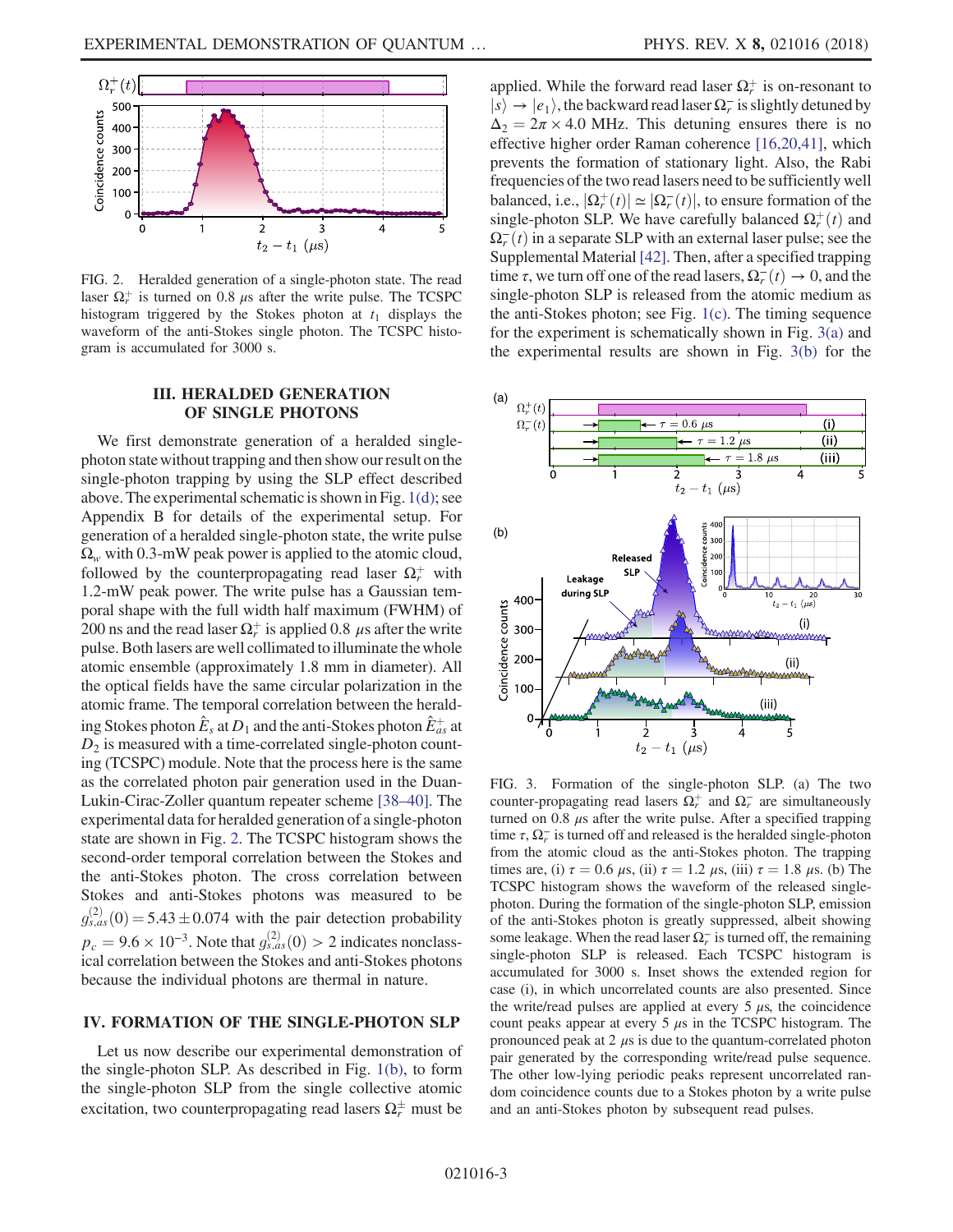FIG. 2. Heralded generation of a single-photon state. The read laser $\Omega_r^+$ is turned on 0.8 $\mu$s after the write pulse. The TCSPC histogram triggered by the Stokes photon at $t_1$ displays the waveform of the anti-Stokes single photon. The TCSPC histogram is accumulated for 3000 s.

## III. HERALDED GENERATION OF SINGLE PHOTONS

We first demonstrate generation of a heralded single-photon state without trapping and then show our result on the single-photon trapping by using the SLP effect described above. The experimental schematic is shown in Fig. 1(d); see Appendix B for details of the experimental setup. For generation of a heralded single-photon state, the write pulse $\Omega_w$ with 0.3-mW peak power is applied to the atomic cloud, followed by the counterpropagating read laser $\Omega_r^+$ with 1.2-mW peak power. The write pulse has a Gaussian temporal shape with the full width half maximum (FWHM) of 200 ns and the read laser $\Omega_r^+$ is applied 0.8 $\mu$s after the write pulse. Both lasers are well collimated to illuminate the whole atomic ensemble (approximately 1.8 mm in diameter). All the optical fields have the same circular polarization in the atomic frame. The temporal correlation between the heralding Stokes photon $\hat{E}_s$ at $D_1$ and the anti-Stokes photon $\hat{E}_{as}^+$ at $D_2$ is measured with a time-correlated single-photon counting (TCSPC) module. Note that the process here is the same as the correlated photon pair generation used in the Duan-Lukin-Cirac-Zoller quantum repeater scheme [38–40]. The experimental data for heralded generation of a single-photon state are shown in Fig. 2. The TCSPC histogram shows the second-order temporal correlation between the Stokes and the anti-Stokes photon. The cross correlation between Stokes and anti-Stokes photons was measured to be $g_{s,as}^{(2)}(0) = 5.43 \pm 0.074$ with the pair detection probability $p_c = 9.6 \times 10^{-3}$. Note that $g_{s,as}^{(2)}(0) > 2$ indicates nonclassical correlation between the Stokes and anti-Stokes photons because the individual photons are thermal in nature.

## IV. FORMATION OF THE SINGLE-PHOTON SLP

Let us now describe our experimental demonstration of the single-photon SLP. As described in Fig. 1(b), to form the single-photon SLP from the single collective atomic excitation, two counterpropagating read lasers $\Omega_r^\pm$ must be applied. While the forward read laser $\Omega_r^+$ is on-resonant to $|s\rangle \rightarrow |e_1\rangle$, the backward read laser $\Omega_r^-$ is slightly detuned by $\Delta_2 = 2\pi \times 4.0$ MHz. This detuning ensures there is no effective higher order Raman coherence [16,20,41], which prevents the formation of stationary light. Also, the Rabi frequencies of the two read lasers need to be sufficiently well balanced, i.e., $|\Omega_r^+(t)| \simeq |\Omega_r^-(t)|$, to ensure formation of the single-photon SLP. We have carefully balanced $\Omega_r^+(t)$ and $\Omega_r^-(t)$ in a separate SLP with an external laser pulse; see the Supplemental Material [42]. Then, after a specified trapping time $\tau$, we turn off one of the read lasers, $\Omega_r^-(t) \rightarrow 0$, and the single-photon SLP is released from the atomic medium as the anti-Stokes photon; see Fig. 1(c). The timing sequence for the experiment is schematically shown in Fig. 3(a) and the experimental results are shown in Fig. 3(b) for the

FIG. 3. Formation of the single-photon SLP. (a) The two counter-propagating read lasers $\Omega_r^+$ and $\Omega_r^-$ are simultaneously turned on 0.8 $\mu$s after the write pulse. After a specified trapping time $\tau$, $\Omega_r^-$ is turned off and released is the heralded single-photon from the atomic cloud as the anti-Stokes photon. The trapping times are, (i) $\tau = 0.6$ $\mu$s, (ii) $\tau = 1.2$ $\mu$s, (iii) $\tau = 1.8$ $\mu$s. (b) The TCSPC histogram shows the waveform of the released single-photon. During the formation of the single-photon SLP, emission of the anti-Stokes photon is greatly suppressed, albeit showing some leakage. When the read laser $\Omega_r^-$ is turned off, the remaining single-photon SLP is released. Each TCSPC histogram is accumulated for 3000 s. Inset shows the extended region for case (i), in which uncorrelated counts are also presented. Since the write/read pulses are applied at every 5 $\mu$s, the coincidence count peaks appear at every 5 $\mu$s in the TCSPC histogram. The pronounced peak at 2 $\mu$s is due to the quantum-correlated photon pair generated by the corresponding write/read pulse sequence. The other low-lying periodic peaks represent uncorrelated random coincidence counts due to a Stokes photon by a write pulse and an anti-Stokes photon by subsequent read pulses.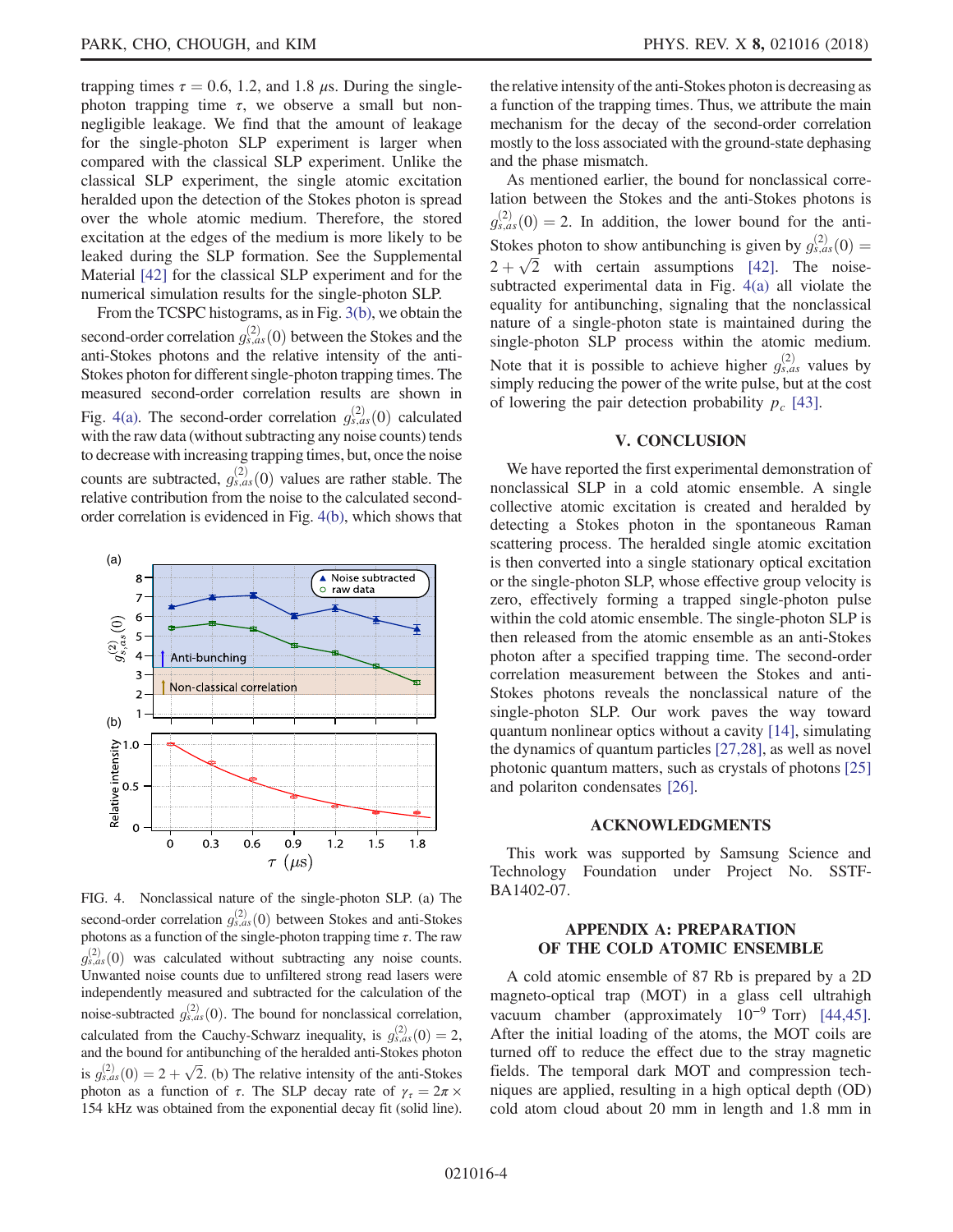trapping times $\tau = 0.6$, 1.2, and 1.8 $\mu$s. During the single-photon trapping time $\tau$, we observe a small but non-negligible leakage. We find that the amount of leakage for the single-photon SLP experiment is larger when compared with the classical SLP experiment. Unlike the classical SLP experiment, the single atomic excitation heralded upon the detection of the Stokes photon is spread over the whole atomic medium. Therefore, the stored excitation at the edges of the medium is more likely to be leaked during the SLP formation. See the Supplemental Material [42] for the classical SLP experiment and for the numerical simulation results for the single-photon SLP.

From the TCSPC histograms, as in Fig. 3(b), we obtain the second-order correlation $g^{(2)}_{s,as}(0)$ between the Stokes and the anti-Stokes photons and the relative intensity of the anti-Stokes photon for different single-photon trapping times. The measured second-order correlation results are shown in Fig. 4(a). The second-order correlation $g^{(2)}_{s,as}(0)$ calculated with the raw data (without subtracting any noise counts) tends to decrease with increasing trapping times, but, once the noise counts are subtracted, $g^{(2)}_{s,as}(0)$ values are rather stable. The relative contribution from the noise to the calculated second-order correlation is evidenced in Fig. 4(b), which shows that the relative intensity of the anti-Stokes photon is decreasing as a function of the trapping times. Thus, we attribute the main mechanism for the decay of the second-order correlation mostly to the loss associated with the ground-state dephasing and the phase mismatch.

FIG. 4. Nonclassical nature of the single-photon SLP. (a) The second-order correlation $g^{(2)}_{s,as}(0)$ between Stokes and anti-Stokes photons as a function of the single-photon trapping time $\tau$. The raw $g^{(2)}_{s,as}(0)$ was calculated without subtracting any noise counts. Unwanted noise counts due to unfiltered strong read lasers were independently measured and subtracted for the calculation of the noise-subtracted $g^{(2)}_{s,as}(0)$. The bound for nonclassical correlation, calculated from the Cauchy-Schwarz inequality, is $g^{(2)}_{s,as}(0) = 2$, and the bound for antibunching of the heralded anti-Stokes photon is $g^{(2)}_{s,as}(0) = 2 + \sqrt{2}$. (b) The relative intensity of the anti-Stokes photon as a function of $\tau$. The SLP decay rate of $\gamma_\tau = 2\pi \times 154$ kHz was obtained from the exponential decay fit (solid line).

As mentioned earlier, the bound for nonclassical correlation between the Stokes and the anti-Stokes photons is $g^{(2)}_{s,as}(0) = 2$. In addition, the lower bound for the anti-Stokes photon to show antibunching is given by $g^{(2)}_{s,as}(0) = 2 + \sqrt{2}$ with certain assumptions [42]. The noise-subtracted experimental data in Fig. 4(a) all violate the equality for antibunching, signaling that the nonclassical nature of a single-photon state is maintained during the single-photon SLP process within the atomic medium. Note that it is possible to achieve higher $g^{(2)}_{s,as}$ values by simply reducing the power of the write pulse, but at the cost of lowering the pair detection probability $p_c$ [43].

## V. CONCLUSION

We have reported the first experimental demonstration of nonclassical SLP in a cold atomic ensemble. A single collective atomic excitation is created and heralded by detecting a Stokes photon in the spontaneous Raman scattering process. The heralded single atomic excitation is then converted into a single stationary optical excitation or the single-photon SLP, whose effective group velocity is zero, effectively forming a trapped single-photon pulse within the cold atomic ensemble. The single-photon SLP is then released from the atomic ensemble as an anti-Stokes photon after a specified trapping time. The second-order correlation measurement between the Stokes and anti-Stokes photons reveals the nonclassical nature of the single-photon SLP. Our work paves the way toward quantum nonlinear optics without a cavity [14], simulating the dynamics of quantum particles [27,28], as well as novel photonic quantum matters, such as crystals of photons [25] and polariton condensates [26].

## ACKNOWLEDGMENTS

This work was supported by Samsung Science and Technology Foundation under Project No. SSTF-BA1402-07.

## APPENDIX A: PREPARATION OF THE COLD ATOMIC ENSEMBLE

A cold atomic ensemble of 87 Rb is prepared by a 2D magneto-optical trap (MOT) in a glass cell ultrahigh vacuum chamber (approximately $10^{-9}$ Torr) [44,45]. After the initial loading of the atoms, the MOT coils are turned off to reduce the effect due to the stray magnetic fields. The temporal dark MOT and compression techniques are applied, resulting in a high optical depth (OD) cold atom cloud about 20 mm in length and 1.8 mm in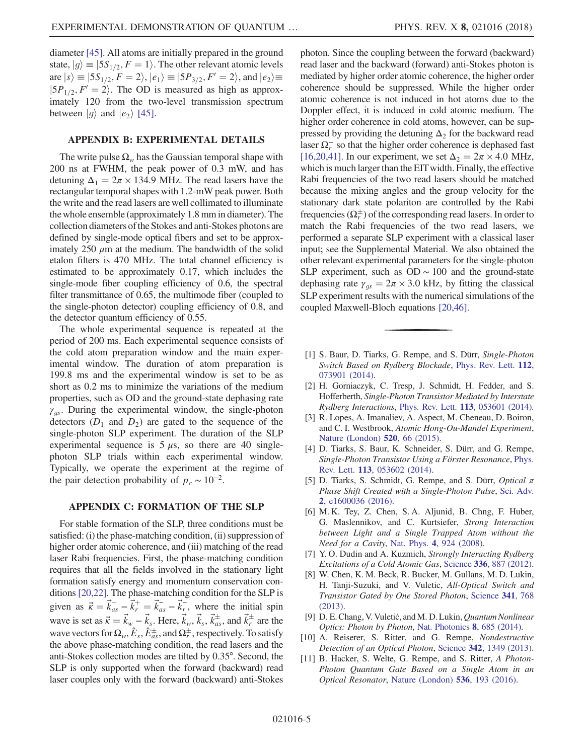diameter [45]. All atoms are initially prepared in the ground state, $|g\rangle \equiv |5S_{1/2}, F=1\rangle$. The other relevant atomic levels are $|s\rangle \equiv |5S_{1/2}, F=2\rangle$, $|e_1\rangle \equiv |5P_{3/2}, F'=2\rangle$, and $|e_2\rangle \equiv |5P_{1/2}, F'=2\rangle$. The OD is measured as high as approximately 120 from the two-level transmission spectrum between $|g\rangle$ and $|e_2\rangle$ [45].

### APPENDIX B: EXPERIMENTAL DETAILS

The write pulse $\Omega_w$ has the Gaussian temporal shape with 200 ns at FWHM, the peak power of 0.3 mW, and has detuning $\Delta_1 = 2\pi \times 134.9$ MHz. The read lasers have the rectangular temporal shapes with 1.2-mW peak power. Both the write and the read lasers are well collimated to illuminate the whole ensemble (approximately 1.8 mm in diameter). The collection diameters of the Stokes and anti-Stokes photons are defined by single-mode optical fibers and set to be approximately 250 $\mu$m at the medium. The bandwidth of the solid etalon filters is 470 MHz. The total channel efficiency is estimated to be approximately 0.17, which includes the single-mode fiber coupling efficiency of 0.6, the spectral filter transmittance of 0.65, the multimode fiber (coupled to the single-photon detector) coupling efficiency of 0.8, and the detector quantum efficiency of 0.55.

The whole experimental sequence is repeated at the period of 200 ms. Each experimental sequence consists of the cold atom preparation window and the main experimental window. The duration of atom preparation is 199.8 ms and the experimental window is set to be as short as 0.2 ms to minimize the variations of the medium properties, such as OD and the ground-state dephasing rate $\gamma_{gs}$. During the experimental window, the single-photon detectors ($D_1$ and $D_2$) are gated to the sequence of the single-photon SLP experiment. The duration of the SLP experimental sequence is 5 $\mu$s, so there are 40 single-photon SLP trials within each experimental window. Typically, we operate the experiment at the regime of the pair detection probability of $p_c \sim 10^{-2}$.

### APPENDIX C: FORMATION OF THE SLP

For stable formation of the SLP, three conditions must be satisfied: (i) the phase-matching condition, (ii) suppression of higher order atomic coherence, and (iii) matching of the read laser Rabi frequencies. First, the phase-matching condition requires that all the fields involved in the stationary light formation satisfy energy and momentum conservation conditions [20,22]. The phase-matching condition for the SLP is given as $\vec{\kappa} = \vec{k}_{as}^{+} - \vec{k}_{r}^{+} = \vec{k}_{as}^{-} - \vec{k}_{r}^{-}$, where the initial spin wave is set as $\vec{\kappa} = \vec{k}_w - \vec{k}_s$. Here, $\vec{k}_w$, $\vec{k}_s$, $\vec{k}_{as}^{\pm}$, and $\vec{k}_{r}^{\pm}$ are the wave vectors for $\Omega_w$, $\hat{E}_s$, $\hat{E}_{as}^{\pm}$, and $\Omega_r^{\pm}$, respectively. To satisfy the above phase-matching condition, the read lasers and the anti-Stokes collection modes are tilted by 0.35°. Second, the SLP is only supported when the forward (backward) read laser couples only with the forward (backward) anti-Stokes photon. Since the coupling between the forward (backward) read laser and the backward (forward) anti-Stokes photon is mediated by higher order atomic coherence, the higher order coherence should be suppressed. While the higher order atomic coherence is not induced in hot atoms due to the Doppler effect, it is induced in cold atomic medium. The higher order coherence in cold atoms, however, can be suppressed by providing the detuning $\Delta_2$ for the backward read laser $\Omega_r^{-}$ so that the higher order coherence is dephased fast [16,20,41]. In our experiment, we set $\Delta_2 = 2\pi \times 4.0$ MHz, which is much larger than the EIT width. Finally, the effective Rabi frequencies of the two read lasers should be matched because the mixing angles and the group velocity for the stationary dark state polariton are controlled by the Rabi frequencies ($\Omega_r^{\pm}$) of the corresponding read lasers. In order to match the Rabi frequencies of the two read lasers, we performed a separate SLP experiment with a classical laser input; see the Supplemental Material. We also obtained the other relevant experimental parameters for the single-photon SLP experiment, such as OD $\sim 100$ and the ground-state dephasing rate $\gamma_{gs} = 2\pi \times 3.0$ kHz, by fitting the classical SLP experiment results with the numerical simulations of the coupled Maxwell-Bloch equations [20,46].

---

[1] S. Baur, D. Tiarks, G. Rempe, and S. Dürr, *Single-Photon Switch Based on Rydberg Blockade*, Phys. Rev. Lett. **112**, 073901 (2014).

[2] H. Gorniaczyk, C. Tresp, J. Schmidt, H. Fedder, and S. Hofferberth, *Single-Photon Transistor Mediated by Interstate Rydberg Interactions*, Phys. Rev. Lett. **113**, 053601 (2014).

[3] R. Lopes, A. Imanaliev, A. Aspect, M. Cheneau, D. Boiron, and C. I. Westbrook, *Atomic Hong-Ou-Mandel Experiment*, Nature (London) **520**, 66 (2015).

[4] D. Tiarks, S. Baur, K. Schneider, S. Dürr, and G. Rempe, *Single-Photon Transistor Using a Förster Resonance*, Phys. Rev. Lett. **113**, 053602 (2014).

[5] D. Tiarks, S. Schmidt, G. Rempe, and S. Dürr, *Optical π Phase Shift Created with a Single-Photon Pulse*, Sci. Adv. **2**, e1600036 (2016).

[6] M. K. Tey, Z. Chen, S. A. Aljunid, B. Chng, F. Huber, G. Maslennikov, and C. Kurtsiefer, *Strong Interaction between Light and a Single Trapped Atom without the Need for a Cavity*, Nat. Phys. **4**, 924 (2008).

[7] Y. O. Dudin and A. Kuzmich, *Strongly Interacting Rydberg Excitations of a Cold Atomic Gas*, Science **336**, 887 (2012).

[8] W. Chen, K. M. Beck, R. Bucker, M. Gullans, M. D. Lukin, H. Tanji-Suzuki, and V. Vuletic, *All-Optical Switch and Transistor Gated by One Stored Photon*, Science **341**, 768 (2013).

[9] D. E. Chang, V. Vuletić, and M. D. Lukin, *Quantum Nonlinear Optics: Photon by Photon*, Nat. Photonics **8**, 685 (2014).

[10] A. Reiserer, S. Ritter, and G. Rempe, *Nondestructive Detection of an Optical Photon*, Science **342**, 1349 (2013).

[11] B. Hacker, S. Welte, G. Rempe, and S. Ritter, *A Photon-Photon Quantum Gate Based on a Single Atom in an Optical Resonator*, Nature (London) **536**, 193 (2016).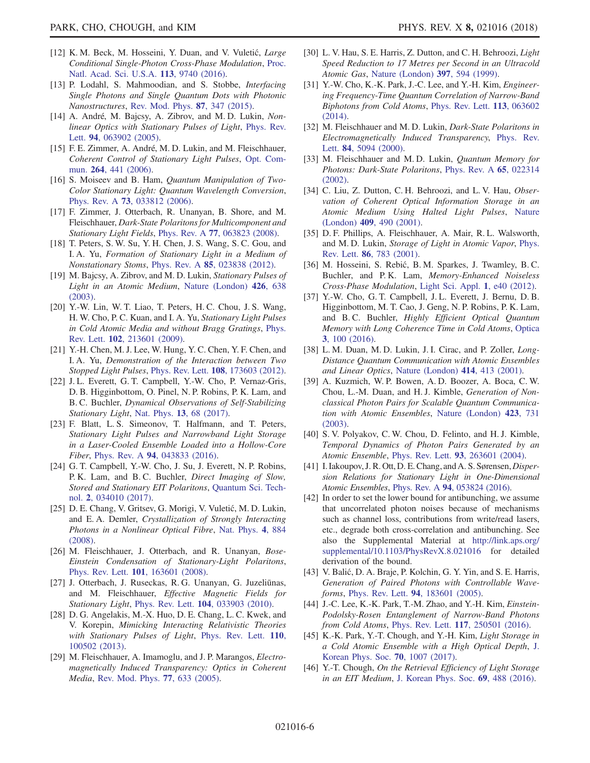[12] K. M. Beck, M. Hosseini, Y. Duan, and V. Vuletić, *Large Conditional Single-Photon Cross-Phase Modulation*, Proc. Natl. Acad. Sci. U.S.A. **113**, 9740 (2016).

[13] P. Lodahl, S. Mahmoodian, and S. Stobbe, *Interfacing Single Photons and Single Quantum Dots with Photonic Nanostructures*, Rev. Mod. Phys. **87**, 347 (2015).

[14] A. André, M. Bajcsy, A. Zibrov, and M. D. Lukin, *Nonlinear Optics with Stationary Pulses of Light*, Phys. Rev. Lett. **94**, 063902 (2005).

[15] F. E. Zimmer, A. André, M. D. Lukin, and M. Fleischhauer, *Coherent Control of Stationary Light Pulses*, Opt. Commun. **264**, 441 (2006).

[16] S. Moiseev and B. Ham, *Quantum Manipulation of Two-Color Stationary Light: Quantum Wavelength Conversion*, Phys. Rev. A **73**, 033812 (2006).

[17] F. Zimmer, J. Otterbach, R. Unanyan, B. Shore, and M. Fleischhauer, *Dark-State Polaritons for Multicomponent and Stationary Light Fields*, Phys. Rev. A **77**, 063823 (2008).

[18] T. Peters, S. W. Su, Y. H. Chen, J. S. Wang, S. C. Gou, and I. A. Yu, *Formation of Stationary Light in a Medium of Nonstationary Stoms*, Phys. Rev. A **85**, 023838 (2012).

[19] M. Bajcsy, A. Zibrov, and M. D. Lukin, *Stationary Pulses of Light in an Atomic Medium*, Nature (London) **426**, 638 (2003).

[20] Y.-W. Lin, W. T. Liao, T. Peters, H. C. Chou, J. S. Wang, H. W. Cho, P. C. Kuan, and I. A. Yu, *Stationary Light Pulses in Cold Atomic Media and without Bragg Gratings*, Phys. Rev. Lett. **102**, 213601 (2009).

[21] Y.-H. Chen, M. J. Lee, W. Hung, Y. C. Chen, Y. F. Chen, and I. A. Yu, *Demonstration of the Interaction between Two Stopped Light Pulses*, Phys. Rev. Lett. **108**, 173603 (2012).

[22] J. L. Everett, G. T. Campbell, Y.-W. Cho, P. Vernaz-Gris, D. B. Higginbottom, O. Pinel, N. P. Robins, P. K. Lam, and B. C. Buchler, *Dynamical Observations of Self-Stabilizing Stationary Light*, Nat. Phys. **13**, 68 (2017).

[23] F. Blatt, L. S. Simeonov, T. Halfmann, and T. Peters, *Stationary Light Pulses and Narrowband Light Storage in a Laser-Cooled Ensemble Loaded into a Hollow-Core Fiber*, Phys. Rev. A **94**, 043833 (2016).

[24] G. T. Campbell, Y.-W. Cho, J. Su, J. Everett, N. P. Robins, P. K. Lam, and B. C. Buchler, *Direct Imaging of Slow, Stored and Stationary EIT Polaritons*, Quantum Sci. Technol. **2**, 034010 (2017).

[25] D. E. Chang, V. Gritsev, G. Morigi, V. Vuletić, M. D. Lukin, and E. A. Demler, *Crystallization of Strongly Interacting Photons in a Nonlinear Optical Fibre*, Nat. Phys. **4**, 884 (2008).

[26] M. Fleischhauer, J. Otterbach, and R. Unanyan, *Bose-Einstein Condensation of Stationary-Light Polaritons*, Phys. Rev. Lett. **101**, 163601 (2008).

[27] J. Otterbach, J. Ruseckas, R. G. Unanyan, G. Juzeliūnas, and M. Fleischhauer, *Effective Magnetic Fields for Stationary Light*, Phys. Rev. Lett. **104**, 033903 (2010).

[28] D. G. Angelakis, M.-X. Huo, D. E. Chang, L. C. Kwek, and V. Korepin, *Mimicking Interacting Relativistic Theories with Stationary Pulses of Light*, Phys. Rev. Lett. **110**, 100502 (2013).

[29] M. Fleischhauer, A. Imamoglu, and J. P. Marangos, *Electromagnetically Induced Transparency: Optics in Coherent Media*, Rev. Mod. Phys. **77**, 633 (2005).

[30] L. V. Hau, S. E. Harris, Z. Dutton, and C. H. Behroozi, *Light Speed Reduction to 17 Metres per Second in an Ultracold Atomic Gas*, Nature (London) **397**, 594 (1999).

[31] Y.-W. Cho, K.-K. Park, J.-C. Lee, and Y.-H. Kim, *Engineering Frequency-Time Quantum Correlation of Narrow-Band Biphotons from Cold Atoms*, Phys. Rev. Lett. **113**, 063602 (2014).

[32] M. Fleischhauer and M. D. Lukin, *Dark-State Polaritons in Electromagnetically Induced Transparency*, Phys. Rev. Lett. **84**, 5094 (2000).

[33] M. Fleischhauer and M. D. Lukin, *Quantum Memory for Photons: Dark-State Polaritons*, Phys. Rev. A **65**, 022314 (2002).

[34] C. Liu, Z. Dutton, C. H. Behroozi, and L. V. Hau, *Observation of Coherent Optical Information Storage in an Atomic Medium Using Halted Light Pulses*, Nature (London) **409**, 490 (2001).

[35] D. F. Phillips, A. Fleischhauer, A. Mair, R. L. Walsworth, and M. D. Lukin, *Storage of Light in Atomic Vapor*, Phys. Rev. Lett. **86**, 783 (2001).

[36] M. Hosseini, S. Rebić, B. M. Sparkes, J. Twamley, B. C. Buchler, and P. K. Lam, *Memory-Enhanced Noiseless Cross-Phase Modulation*, Light Sci. Appl. **1**, e40 (2012).

[37] Y.-W. Cho, G. T. Campbell, J. L. Everett, J. Bernu, D. B. Higginbottom, M. T. Cao, J. Geng, N. P. Robins, P. K. Lam, and B. C. Buchler, *Highly Efficient Optical Quantum Memory with Long Coherence Time in Cold Atoms*, Optica **3**, 100 (2016).

[38] L. M. Duan, M. D. Lukin, J. I. Cirac, and P. Zoller, *Long-Distance Quantum Communication with Atomic Ensembles and Linear Optics*, Nature (London) **414**, 413 (2001).

[39] A. Kuzmich, W. P. Bowen, A. D. Boozer, A. Boca, C. W. Chou, L.-M. Duan, and H. J. Kimble, *Generation of Nonclassical Photon Pairs for Scalable Quantum Communication with Atomic Ensembles*, Nature (London) **423**, 731 (2003).

[40] S. V. Polyakov, C. W. Chou, D. Felinto, and H. J. Kimble, *Temporal Dynamics of Photon Pairs Generated by an Atomic Ensemble*, Phys. Rev. Lett. **93**, 263601 (2004).

[41] I. Iakoupov, J. R. Ott, D. E. Chang, and A. S. Sørensen, *Dispersion Relations for Stationary Light in One-Dimensional Atomic Ensembles*, Phys. Rev. A **94**, 053824 (2016).

[42] In order to set the lower bound for antibunching, we assume that uncorrelated photon noises because of mechanisms such as channel loss, contributions from write/read lasers, etc., degrade both cross-correlation and antibunching. See also the Supplemental Material at http://link.aps.org/supplemental/10.1103/PhysRevX.8.021016 for detailed derivation of the bound.

[43] V. Balić, D. A. Braje, P. Kolchin, G. Y. Yin, and S. E. Harris, *Generation of Paired Photons with Controllable Waveforms*, Phys. Rev. Lett. **94**, 183601 (2005).

[44] J.-C. Lee, K.-K. Park, T.-M. Zhao, and Y.-H. Kim, *Einstein-Podolsky-Rosen Entanglement of Narrow-Band Photons from Cold Atoms*, Phys. Rev. Lett. **117**, 250501 (2016).

[45] K.-K. Park, Y.-T. Chough, and Y.-H. Kim, *Light Storage in a Cold Atomic Ensemble with a High Optical Depth*, J. Korean Phys. Soc. **70**, 1007 (2017).

[46] Y.-T. Chough, *On the Retrieval Efficiency of Light Storage in an EIT Medium*, J. Korean Phys. Soc. **69**, 488 (2016).